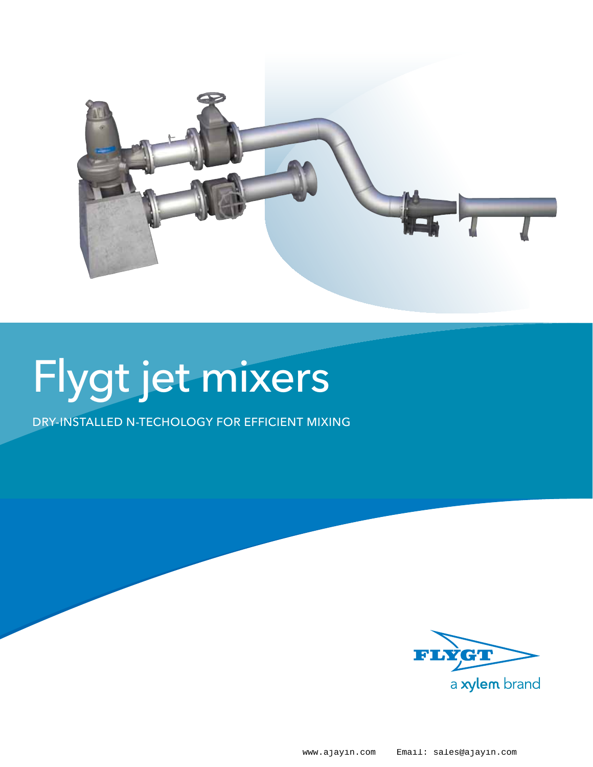# Flygt jet mixers

DRY-INSTALLED N-TECHOLOGY FOR EFFICIENT MIXING

FLYGT
a xylem brand

www.ajayin.com Email: sales@ajayin.com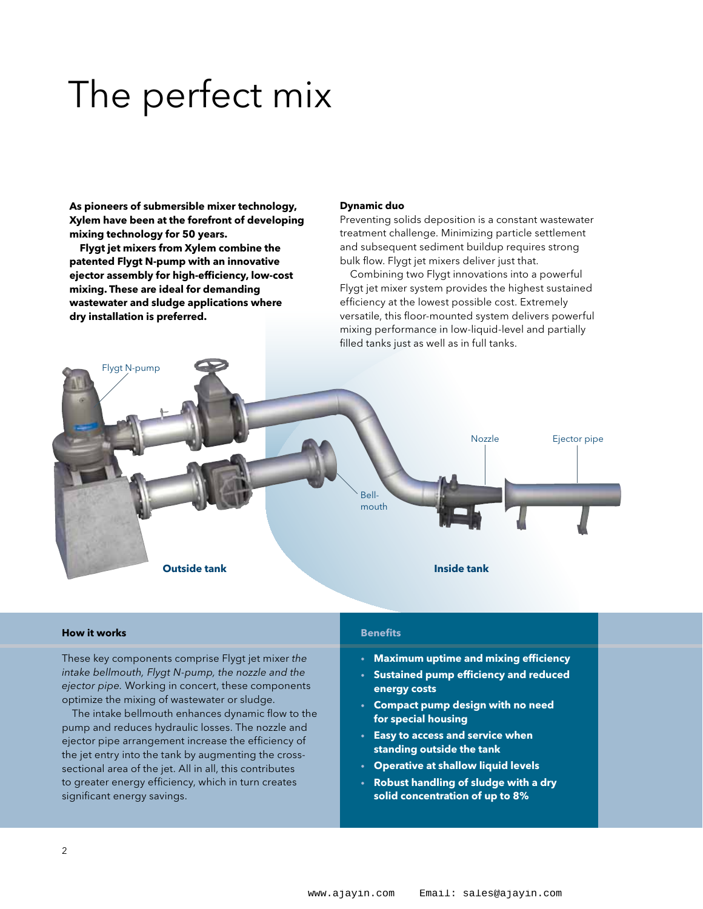# The perfect mix

**As pioneers of submersible mixer technology, Xylem have been at the forefront of developing mixing technology for 50 years.**

**Flygt jet mixers from Xylem combine the patented Flygt N-pump with an innovative ejector assembly for high-efficiency, low-cost mixing. These are ideal for demanding wastewater and sludge applications where dry installation is preferred.**

**Dynamic duo**

Preventing solids deposition is a constant wastewater treatment challenge. Minimizing particle settlement and subsequent sediment buildup requires strong bulk flow. Flygt jet mixers deliver just that.

Combining two Flygt innovations into a powerful Flygt jet mixer system provides the highest sustained efficiency at the lowest possible cost. Extremely versatile, this floor-mounted system delivers powerful mixing performance in low-liquid-level and partially filled tanks just as well as in full tanks.

Flygt N-pump

Nozzle

Ejector pipe

Bell-mouth

**Outside tank**

**Inside tank**

**How it works**

These key components comprise Flygt jet mixer *the intake bellmouth, Flygt N-pump, the nozzle and the ejector pipe.* Working in concert, these components optimize the mixing of wastewater or sludge.

The intake bellmouth enhances dynamic flow to the pump and reduces hydraulic losses. The nozzle and ejector pipe arrangement increase the efficiency of the jet entry into the tank by augmenting the cross-sectional area of the jet. All in all, this contributes to greater energy efficiency, which in turn creates significant energy savings.

**Benefits**

- **Maximum uptime and mixing efficiency**
- **Sustained pump efficiency and reduced energy costs**
- **Compact pump design with no need for special housing**
- **Easy to access and service when standing outside the tank**
- **Operative at shallow liquid levels**
- **Robust handling of sludge with a dry solid concentration of up to 8%**

www.ajayin.com Email: sales@ajayin.com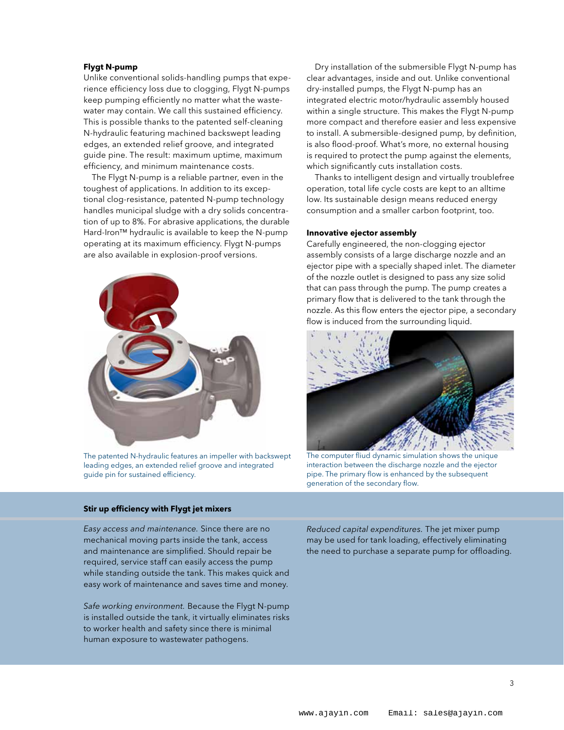### Flygt N-pump

Unlike conventional solids-handling pumps that experience efficiency loss due to clogging, Flygt N-pumps keep pumping efficiently no matter what the wastewater may contain. We call this sustained efficiency. This is possible thanks to the patented self-cleaning N-hydraulic featuring machined backswept leading edges, an extended relief groove, and integrated guide pine. The result: maximum uptime, maximum efficiency, and minimum maintenance costs.

The Flygt N-pump is a reliable partner, even in the toughest of applications. In addition to its exceptional clog-resistance, patented N-pump technology handles municipal sludge with a dry solids concentration of up to 8%. For abrasive applications, the durable Hard-Iron™ hydraulic is available to keep the N-pump operating at its maximum efficiency. Flygt N-pumps are also available in explosion-proof versions.

The patented N-hydraulic features an impeller with backswept leading edges, an extended relief groove and integrated guide pin for sustained efficiency.

Dry installation of the submersible Flygt N-pump has clear advantages, inside and out. Unlike conventional dry-installed pumps, the Flygt N-pump has an integrated electric motor/hydraulic assembly housed within a single structure. This makes the Flygt N-pump more compact and therefore easier and less expensive to install. A submersible-designed pump, by definition, is also flood-proof. What's more, no external housing is required to protect the pump against the elements, which significantly cuts installation costs.

Thanks to intelligent design and virtually troublefree operation, total life cycle costs are kept to an alltime low. Its sustainable design means reduced energy consumption and a smaller carbon footprint, too.

### Innovative ejector assembly

Carefully engineered, the non-clogging ejector assembly consists of a large discharge nozzle and an ejector pipe with a specially shaped inlet. The diameter of the nozzle outlet is designed to pass any size solid that can pass through the pump. The pump creates a primary flow that is delivered to the tank through the nozzle. As this flow enters the ejector pipe, a secondary flow is induced from the surrounding liquid.

The computer fluid dynamic simulation shows the unique interaction between the discharge nozzle and the ejector pipe. The primary flow is enhanced by the subsequent generation of the secondary flow.

### Stir up efficiency with Flygt jet mixers

*Easy access and maintenance.* Since there are no mechanical moving parts inside the tank, access and maintenance are simplified. Should repair be required, service staff can easily access the pump while standing outside the tank. This makes quick and easy work of maintenance and saves time and money.

*Safe working environment.* Because the Flygt N-pump is installed outside the tank, it virtually eliminates risks to worker health and safety since there is minimal human exposure to wastewater pathogens.

*Reduced capital expenditures.* The jet mixer pump may be used for tank loading, effectively eliminating the need to purchase a separate pump for offloading.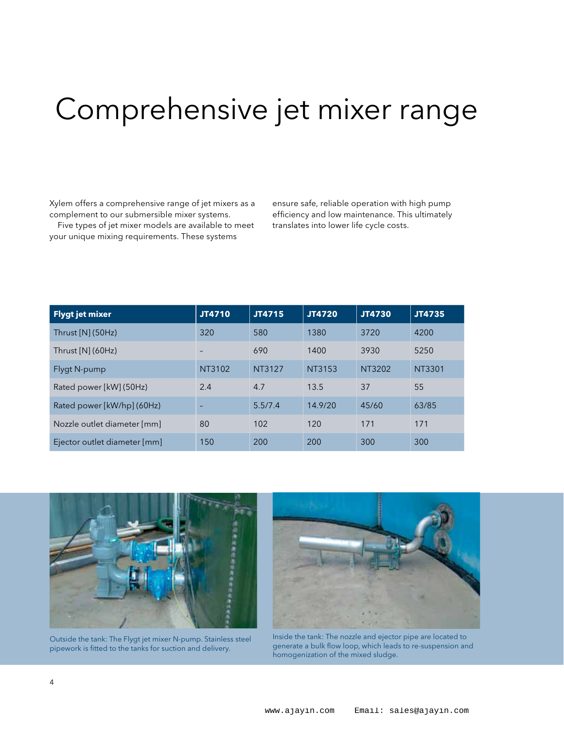# Comprehensive jet mixer range

Xylem offers a comprehensive range of jet mixers as a complement to our submersible mixer systems.

Five types of jet mixer models are available to meet your unique mixing requirements. These systems ensure safe, reliable operation with high pump efficiency and low maintenance. This ultimately translates into lower life cycle costs.

| Flygt jet mixer | JT4710 | JT4715 | JT4720 | JT4730 | JT4735 |
|---|---|---|---|---|---|
| Thrust [N] (50Hz) | 320 | 580 | 1380 | 3720 | 4200 |
| Thrust [N] (60Hz) | – | 690 | 1400 | 3930 | 5250 |
| Flygt N-pump | NT3102 | NT3127 | NT3153 | NT3202 | NT3301 |
| Rated power [kW] (50Hz) | 2.4 | 4.7 | 13.5 | 37 | 55 |
| Rated power [kW/hp] (60Hz) | – | 5.5/7.4 | 14.9/20 | 45/60 | 63/85 |
| Nozzle outlet diameter [mm] | 80 | 102 | 120 | 171 | 171 |
| Ejector outlet diameter [mm] | 150 | 200 | 200 | 300 | 300 |

Outside the tank: The Flygt jet mixer N-pump. Stainless steel pipework is fitted to the tanks for suction and delivery.

Inside the tank: The nozzle and ejector pipe are located to generate a bulk flow loop, which leads to re-suspension and homogenization of the mixed sludge.

www.ajayin.com Email: sales@ajayin.com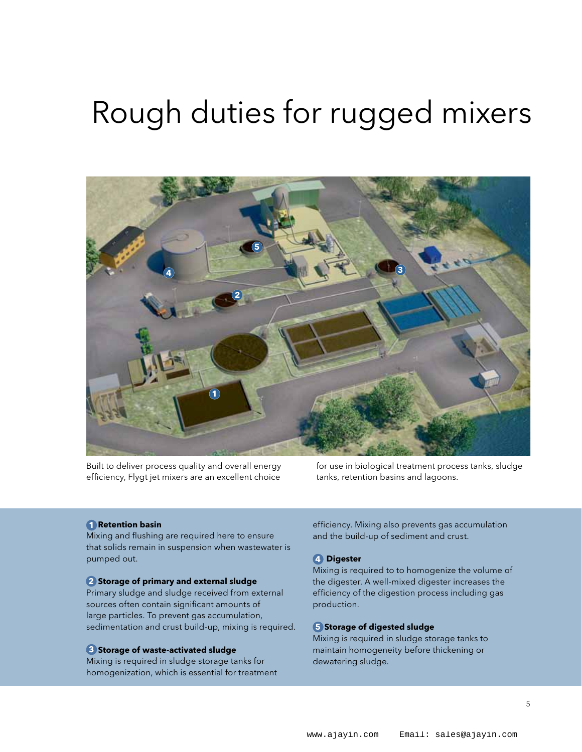# Rough duties for rugged mixers

Built to deliver process quality and overall energy efficiency, Flygt jet mixers are an excellent choice for use in biological treatment process tanks, sludge tanks, retention basins and lagoons.

**1 Retention basin**
Mixing and flushing are required here to ensure that solids remain in suspension when wastewater is pumped out.

**2 Storage of primary and external sludge**
Primary sludge and sludge received from external sources often contain significant amounts of large particles. To prevent gas accumulation, sedimentation and crust build-up, mixing is required.

**3 Storage of waste-activated sludge**
Mixing is required in sludge storage tanks for homogenization, which is essential for treatment efficiency. Mixing also prevents gas accumulation and the build-up of sediment and crust.

**4 Digester**
Mixing is required to to homogenize the volume of the digester. A well-mixed digester increases the efficiency of the digestion process including gas production.

**5 Storage of digested sludge**
Mixing is required in sludge storage tanks to maintain homogeneity before thickening or dewatering sludge.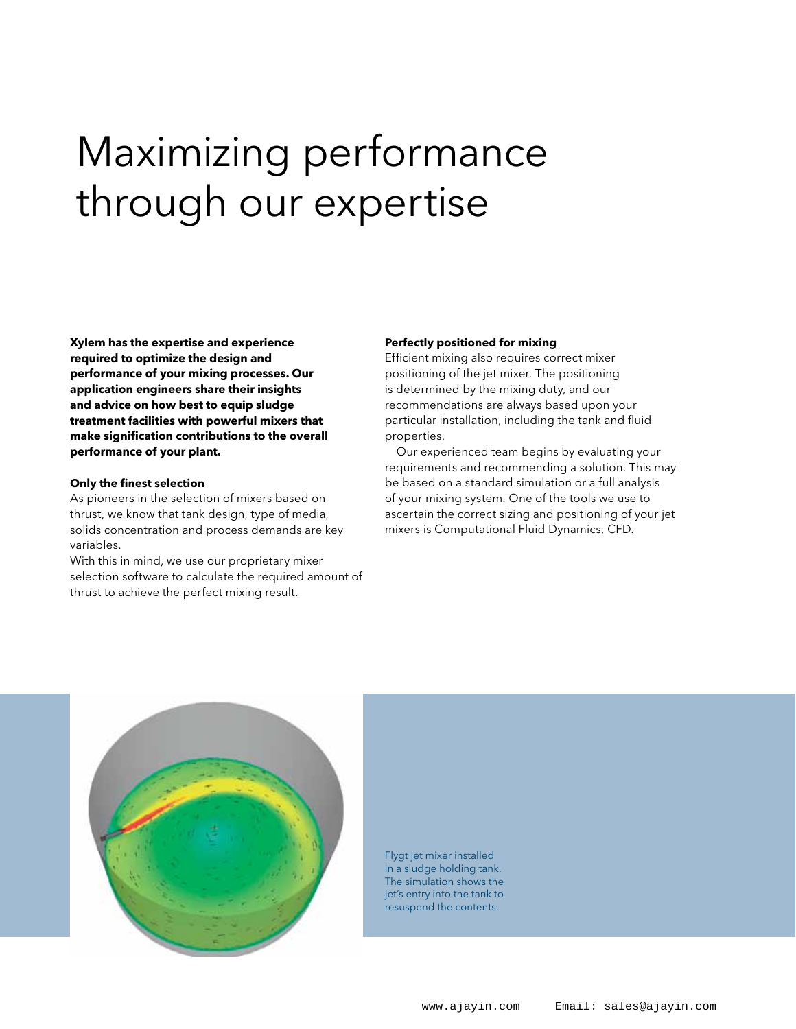# Maximizing performance through our expertise

**Xylem has the expertise and experience required to optimize the design and performance of your mixing processes. Our application engineers share their insights and advice on how best to equip sludge treatment facilities with powerful mixers that make signification contributions to the overall performance of your plant.**

**Only the finest selection**

As pioneers in the selection of mixers based on thrust, we know that tank design, type of media, solids concentration and process demands are key variables.

With this in mind, we use our proprietary mixer selection software to calculate the required amount of thrust to achieve the perfect mixing result.

**Perfectly positioned for mixing**

Efficient mixing also requires correct mixer positioning of the jet mixer. The positioning is determined by the mixing duty, and our recommendations are always based upon your particular installation, including the tank and fluid properties.

Our experienced team begins by evaluating your requirements and recommending a solution. This may be based on a standard simulation or a full analysis of your mixing system. One of the tools we use to ascertain the correct sizing and positioning of your jet mixers is Computational Fluid Dynamics, CFD.

Flygt jet mixer installed in a sludge holding tank. The simulation shows the jet's entry into the tank to resuspend the contents.

www.ajayin.com Email: sales@ajayin.com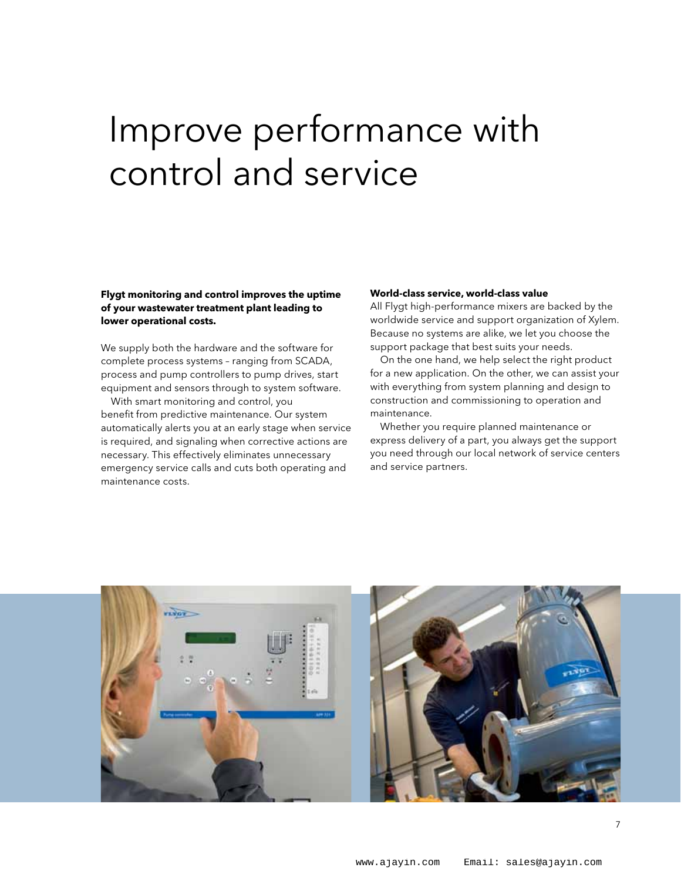# Improve performance with control and service

**Flygt monitoring and control improves the uptime of your wastewater treatment plant leading to lower operational costs.**

We supply both the hardware and the software for complete process systems – ranging from SCADA, process and pump controllers to pump drives, start equipment and sensors through to system software.

With smart monitoring and control, you benefit from predictive maintenance. Our system automatically alerts you at an early stage when service is required, and signaling when corrective actions are necessary. This effectively eliminates unnecessary emergency service calls and cuts both operating and maintenance costs.

**World-class service, world-class value**

All Flygt high-performance mixers are backed by the worldwide service and support organization of Xylem. Because no systems are alike, we let you choose the support package that best suits your needs.

On the one hand, we help select the right product for a new application. On the other, we can assist your with everything from system planning and design to construction and commissioning to operation and maintenance.

Whether you require planned maintenance or express delivery of a part, you always get the support you need through our local network of service centers and service partners.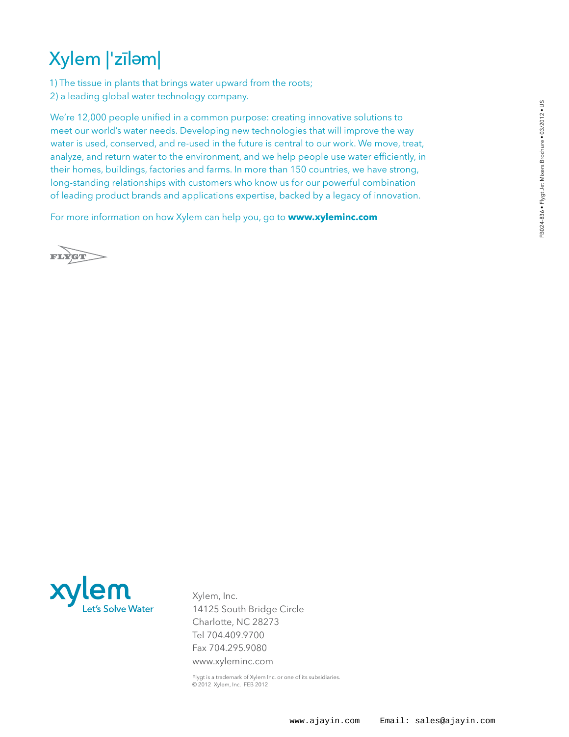# Xylem |'zīləm|

1) The tissue in plants that brings water upward from the roots;
2) a leading global water technology company.

We're 12,000 people unified in a common purpose: creating innovative solutions to meet our world's water needs. Developing new technologies that will improve the way water is used, conserved, and re-used in the future is central to our work. We move, treat, analyze, and return water to the environment, and we help people use water efficiently, in their homes, buildings, factories and farms. In more than 150 countries, we have strong, long-standing relationships with customers who know us for our powerful combination of leading product brands and applications expertise, backed by a legacy of innovation.

For more information on how Xylem can help you, go to **www.xyleminc.com**

FLYGT

FB024-836 • Flygt Jet Mixers Brochure • 03/2012 • US

xylem
Let's Solve Water

Xylem, Inc.
14125 South Bridge Circle
Charlotte, NC 28273
Tel 704.409.9700
Fax 704.295.9080
www.xyleminc.com

Flygt is a trademark of Xylem Inc. or one of its subsidiaries.
© 2012 Xylem, Inc. FEB 2012

www.ajayin.com Email: sales@ajayin.com